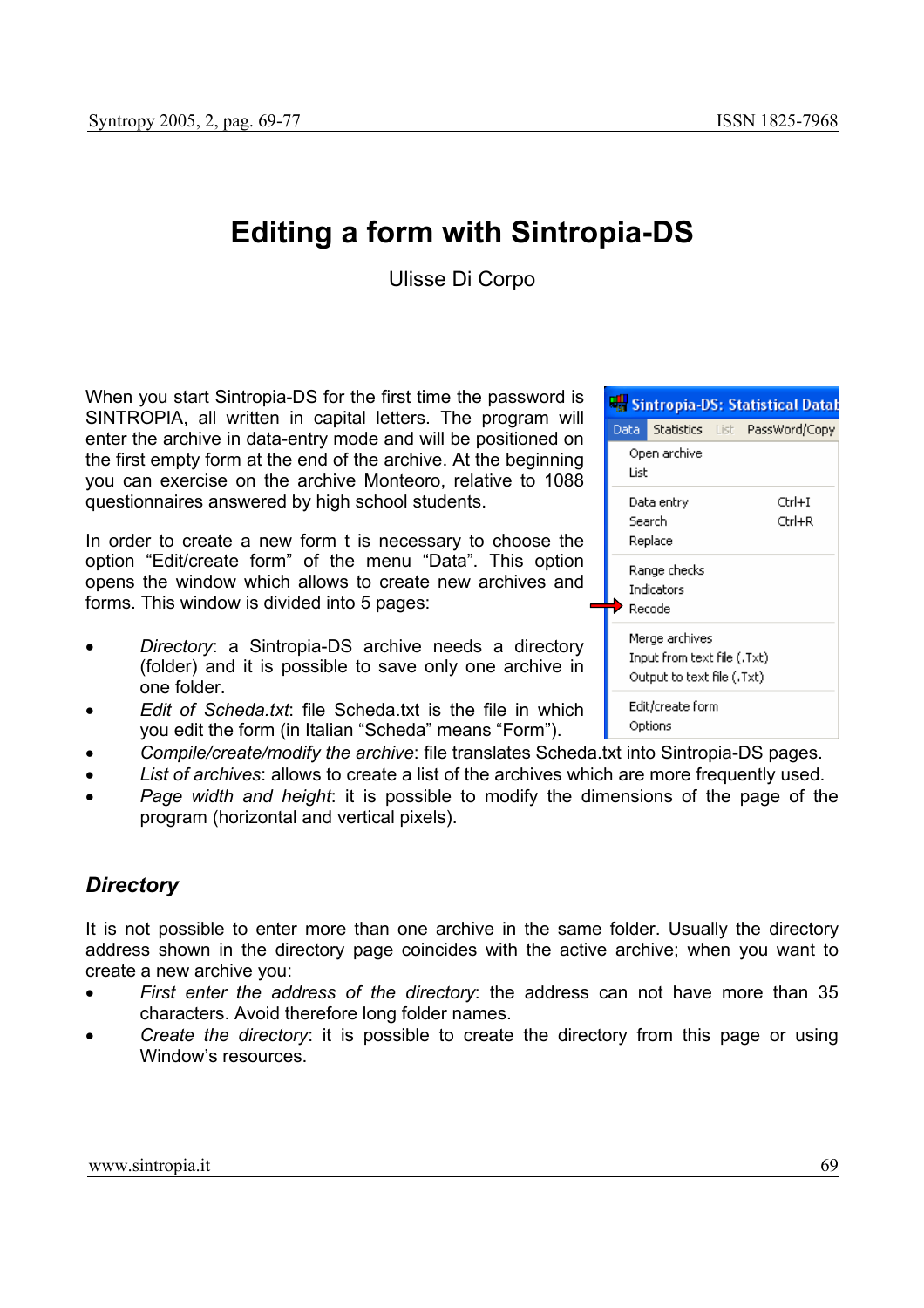# Editing a form with Sintropia-DS

Ulisse Di Corpo

When you start Sintropia-DS for the first time the password is SINTROPIA, all written in capital letters. The program will enter the archive in data-entry mode and will be positioned on the first empty form at the end of the archive. At the beginning you can exercise on the archive Monteoro, relative to 1088 questionnaires answered by high school students.

In order to create a new form t is necessary to choose the option “Edit/create form” of the menu “Data”. This option opens the window which allows to create new archives and forms. This window is divided into 5 pages:

- *Directory*: a Sintropia-DS archive needs a directory (folder) and it is possible to save only one archive in one folder.
- *Edit of Scheda.txt*: file Scheda.txt is the file in which you edit the form (in Italian “Scheda” means “Form”).
- *Compile/create/modify the archive*: file translates Scheda.txt into Sintropia-DS pages.
- *List of archives*: allows to create a list of the archives which are more frequently used.
- *Page width and height*: it is possible to modify the dimensions of the page of the program (horizontal and vertical pixels).

## Directory

It is not possible to enter more than one archive in the same folder. Usually the directory address shown in the directory page coincides with the active archive; when you want to create a new archive you:

- *First enter the address of the directory*: the address can not have more than 35 characters. Avoid therefore long folder names.
- *Create the directory*: it is possible to create the directory from this page or using Window’s resources.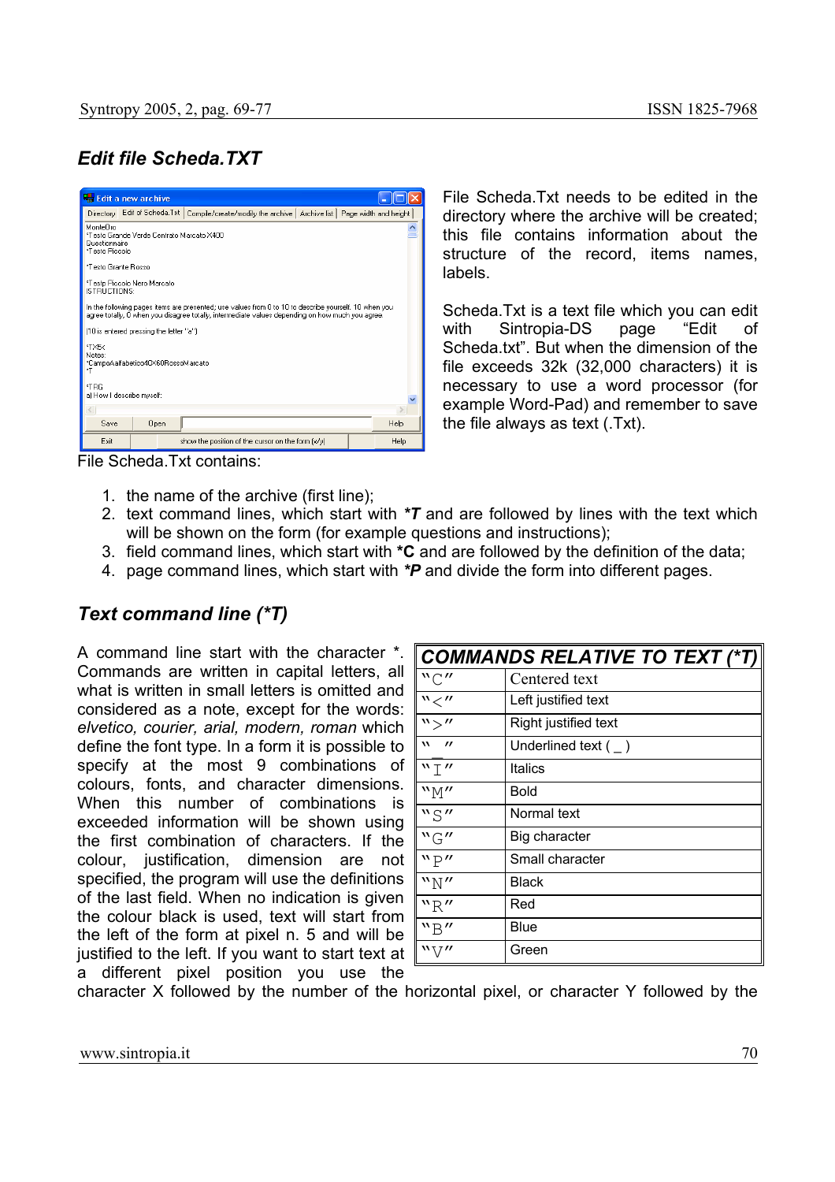## *Edit file Scheda.TXT*

File Scheda.Txt needs to be edited in the directory where the archive will be created; this file contains information about the structure of the record, items names, labels.

Scheda.Txt is a text file which you can edit with Sintropia-DS page "Edit of Scheda.txt". But when the dimension of the file exceeds 32k (32,000 characters) it is necessary to use a word processor (for example Word-Pad) and remember to save the file always as text (.Txt).

File Scheda.Txt contains:

1. the name of the archive (first line);
2. text command lines, which start with ***T** and are followed by lines with the text which will be shown on the form (for example questions and instructions);
3. field command lines, which start with ***C** and are followed by the definition of the data;
4. page command lines, which start with ***P** and divide the form into different pages.

## *Text command line (*T)*

A command line start with the character *. Commands are written in capital letters, all what is written in small letters is omitted and considered as a note, except for the words: *elvetico, courier, arial, modern, roman* which define the font type. In a form it is possible to specify at the most 9 combinations of colours, fonts, and character dimensions. When this number of combinations is exceeded information will be shown using the first combination of characters. If the colour, justification, dimension are not specified, the program will use the definitions of the last field. When no indication is given the colour black is used, text will start from the left of the form at pixel n. 5 and will be justified to the left. If you want to start text at a different pixel position you use the character X followed by the number of the horizontal pixel, or character Y followed by the

| ***COMMANDS RELATIVE TO TEXT (*T)*** | |
|---|---|
| "C" | Centered text |
| "<" | Left justified text |
| ">" | Right justified text |
| "_" | Underlined text ( _ ) |
| "I" | Italics |
| "M" | Bold |
| "S" | Normal text |
| "G" | Big character |
| "P" | Small character |
| "N" | Black |
| "R" | Red |
| "B" | Blue |
| "V" | Green |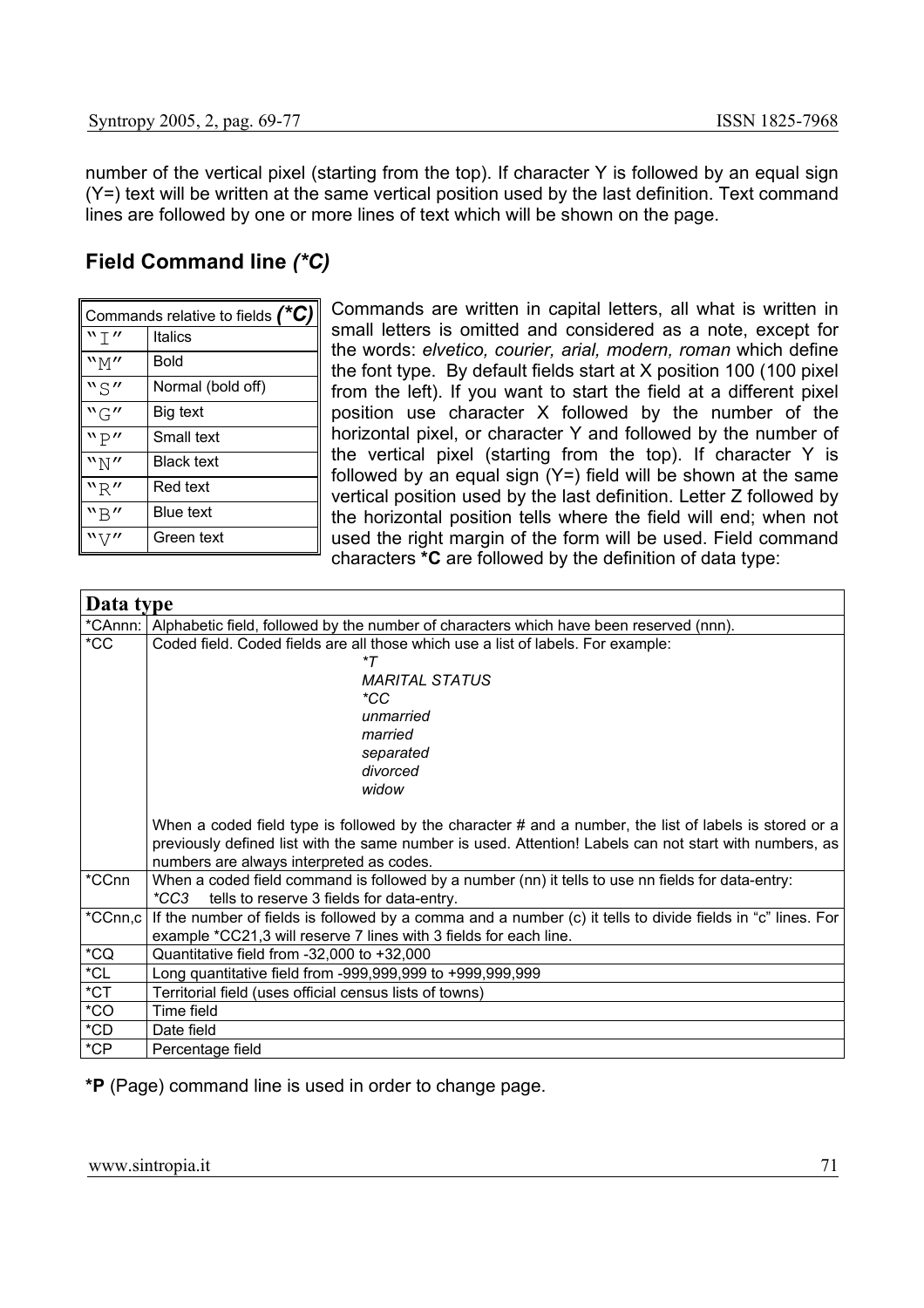number of the vertical pixel (starting from the top). If character Y is followed by an equal sign (Y=) text will be written at the same vertical position used by the last definition. Text command lines are followed by one or more lines of text which will be shown on the page.

## Field Command line *(*C)*

| Commands relative to fields *(*C)* | |
|---|---|
| "I" | Italics |
| "M" | Bold |
| "S" | Normal (bold off) |
| "G" | Big text |
| "P" | Small text |
| "N" | Black text |
| "R" | Red text |
| "B" | Blue text |
| "V" | Green text |

Commands are written in capital letters, all what is written in small letters is omitted and considered as a note, except for the words: *elvetico, courier, arial, modern, roman* which define the font type. By default fields start at X position 100 (100 pixel from the left). If you want to start the field at a different pixel position use character X followed by the number of the horizontal pixel, or character Y and followed by the number of the vertical pixel (starting from the top). If character Y is followed by an equal sign (Y=) field will be shown at the same vertical position used by the last definition. Letter Z followed by the horizontal position tells where the field will end; when not used the right margin of the form will be used. Field command characters **\*C** are followed by the definition of data type:

| **Data type** | |
|---|---|
| *CAnnn: | Alphabetic field, followed by the number of characters which have been reserved (nnn). |
| *CC | Coded field. Coded fields are all those which use a list of labels. For example:<br>*\*T*<br>*MARITAL STATUS*<br>*\*CC*<br>*unmarried*<br>*married*<br>*separated*<br>*divorced*<br>*widow*<br><br>When a coded field type is followed by the character # and a number, the list of labels is stored or a previously defined list with the same number is used. Attention! Labels can not start with numbers, as numbers are always interpreted as codes. |
| *CCnn | When a coded field command is followed by a number (nn) it tells to use nn fields for data-entry:<br>*\*CC3* tells to reserve 3 fields for data-entry. |
| *CCnn,c | If the number of fields is followed by a comma and a number (c) it tells to divide fields in "c" lines. For example *CC21,3 will reserve 7 lines with 3 fields for each line. |
| *CQ | Quantitative field from -32,000 to +32,000 |
| *CL | Long quantitative field from -999,999,999 to +999,999,999 |
| *CT | Territorial field (uses official census lists of towns) |
| *CO | Time field |
| *CD | Date field |
| *CP | Percentage field |

**\*P** (Page) command line is used in order to change page.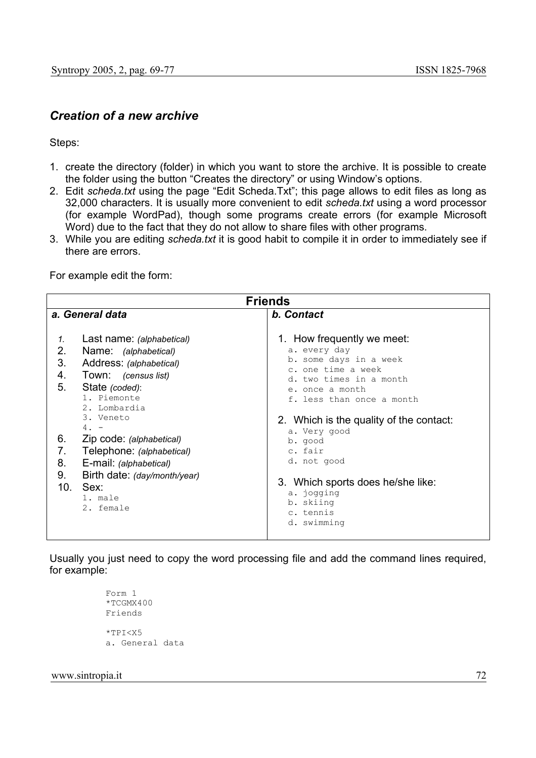### *Creation of a new archive*

Steps:

1. create the directory (folder) in which you want to store the archive. It is possible to create the folder using the button "Creates the directory" or using Window's options.
2. Edit *scheda.txt* using the page "Edit Scheda.Txt"; this page allows to edit files as long as 32,000 characters. It is usually more convenient to edit *scheda.txt* using a word processor (for example WordPad), though some programs create errors (for example Microsoft Word) due to the fact that they do not allow to share files with other programs.
3. While you are editing *scheda.txt* it is good habit to compile it in order to immediately see if there are errors.

For example edit the form:

| **Friends** | |
|---|---|
| ***a. General data*** | ***b. Contact*** |
| 1. Last name: *(alphabetical)*<br>2. Name: *(alphabetical)*<br>3. Address: *(alphabetical)*<br>4. Town: *(census list)*<br>5. State *(coded)*:<br>&nbsp;&nbsp;1. Piemonte<br>&nbsp;&nbsp;2. Lombardia<br>&nbsp;&nbsp;3. Veneto<br>&nbsp;&nbsp;4. -<br>6. Zip code: *(alphabetical)*<br>7. Telephone: *(alphabetical)*<br>8. E-mail: *(alphabetical)*<br>9. Birth date: *(day/month/year)*<br>10. Sex:<br>&nbsp;&nbsp;1. male<br>&nbsp;&nbsp;2. female | 1. How frequently we meet:<br>&nbsp;&nbsp;a. every day<br>&nbsp;&nbsp;b. some days in a week<br>&nbsp;&nbsp;c. one time a week<br>&nbsp;&nbsp;d. two times in a month<br>&nbsp;&nbsp;e. once a month<br>&nbsp;&nbsp;f. less than once a month<br>2. Which is the quality of the contact:<br>&nbsp;&nbsp;a. Very good<br>&nbsp;&nbsp;b. good<br>&nbsp;&nbsp;c. fair<br>&nbsp;&nbsp;d. not good<br>3. Which sports does he/she like:<br>&nbsp;&nbsp;a. jogging<br>&nbsp;&nbsp;b. skiing<br>&nbsp;&nbsp;c. tennis<br>&nbsp;&nbsp;d. swimming |

Usually you just need to copy the word processing file and add the command lines required, for example:

```
Form 1
*TCGMX400
Friends

*TPI<X5
a. General data
```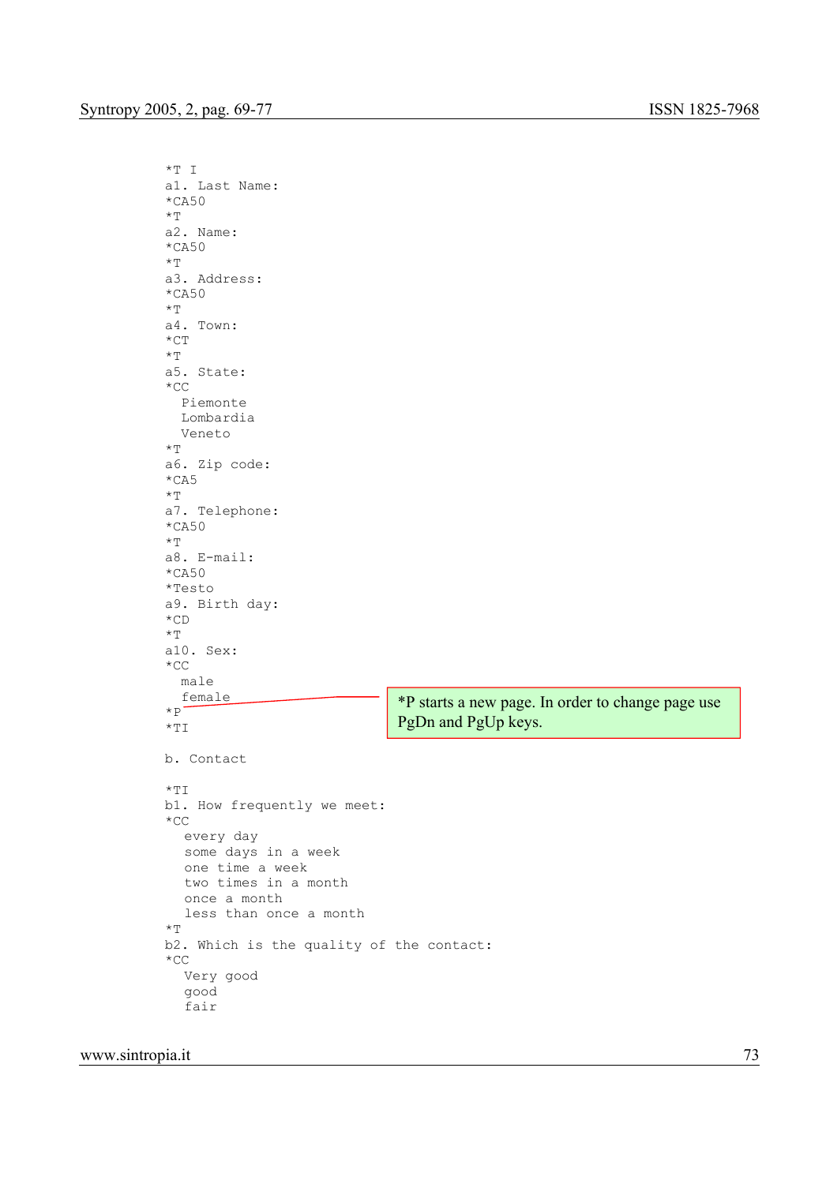```
*T I
a1. Last Name:
*CA50
*T
a2. Name:
*CA50
*T
a3. Address:
*CA50
*T
a4. Town:
*CT
*T
a5. State:
*CC
  Piemonte
  Lombardia
  Veneto
*T
a6. Zip code:
*CA5
*T
a7. Telephone:
*CA50
*T
a8. E-mail:
*CA50
*Testo
a9. Birth day:
*CD
*T
a10. Sex:
*CC
  male
  female
*P
*TI

b. Contact

*TI
b1. How frequently we meet:
*CC
   every day
   some days in a week
   one time a week
   two times in a month
   once a month
   less than once a month
*T
b2. Which is the quality of the contact:
*CC
   Very good
   good
   fair
```

*P starts a new page. In order to change page use PgDn and PgUp keys.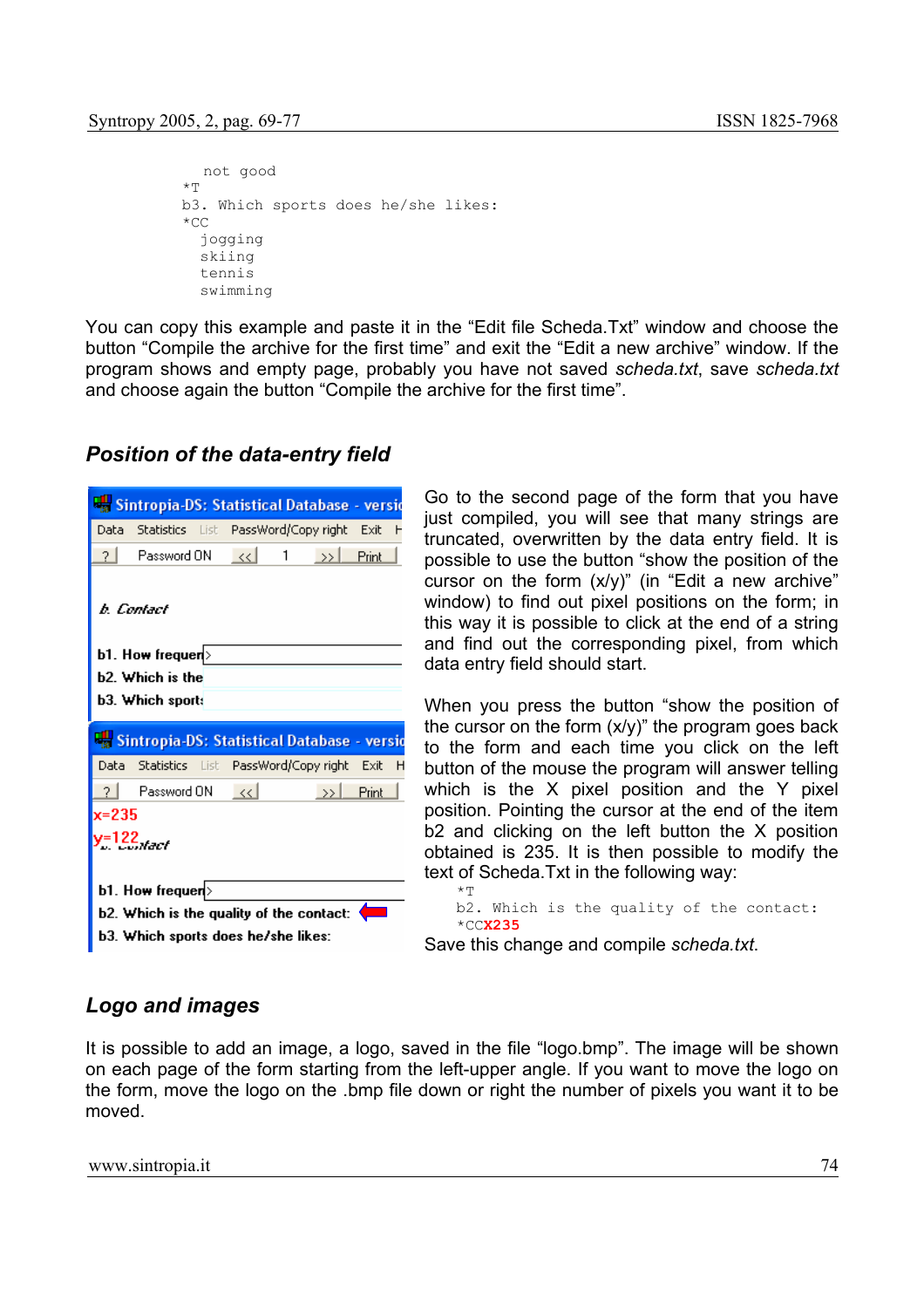```
  not good
*T
b3. Which sports does he/she likes:
*CC
  jogging
  skiing
  tennis
  swimming
```

You can copy this example and paste it in the “Edit file Scheda.Txt” window and choose the button “Compile the archive for the first time” and exit the “Edit a new archive” window. If the program shows and empty page, probably you have not saved *scheda.txt*, save *scheda.txt* and choose again the button “Compile the archive for the first time”.

## *Position of the data-entry field*

Go to the second page of the form that you have just compiled, you will see that many strings are truncated, overwritten by the data entry field. It is possible to use the button “show the position of the cursor on the form (x/y)” (in “Edit a new archive” window) to find out pixel positions on the form; in this way it is possible to click at the end of a string and find out the corresponding pixel, from which data entry field should start.

When you press the button “show the position of the cursor on the form (x/y)” the program goes back to the form and each time you click on the left button of the mouse the program will answer telling which is the X pixel position and the Y pixel position. Pointing the cursor at the end of the item b2 and clicking on the left button the X position obtained is 235. It is then possible to modify the text of Scheda.Txt in the following way:

```
*T
b2. Which is the quality of the contact:
*CCX235
```

Save this change and compile *scheda.txt*.

## *Logo and images*

It is possible to add an image, a logo, saved in the file “logo.bmp”. The image will be shown on each page of the form starting from the left-upper angle. If you want to move the logo on the form, move the logo on the .bmp file down or right the number of pixels you want it to be moved.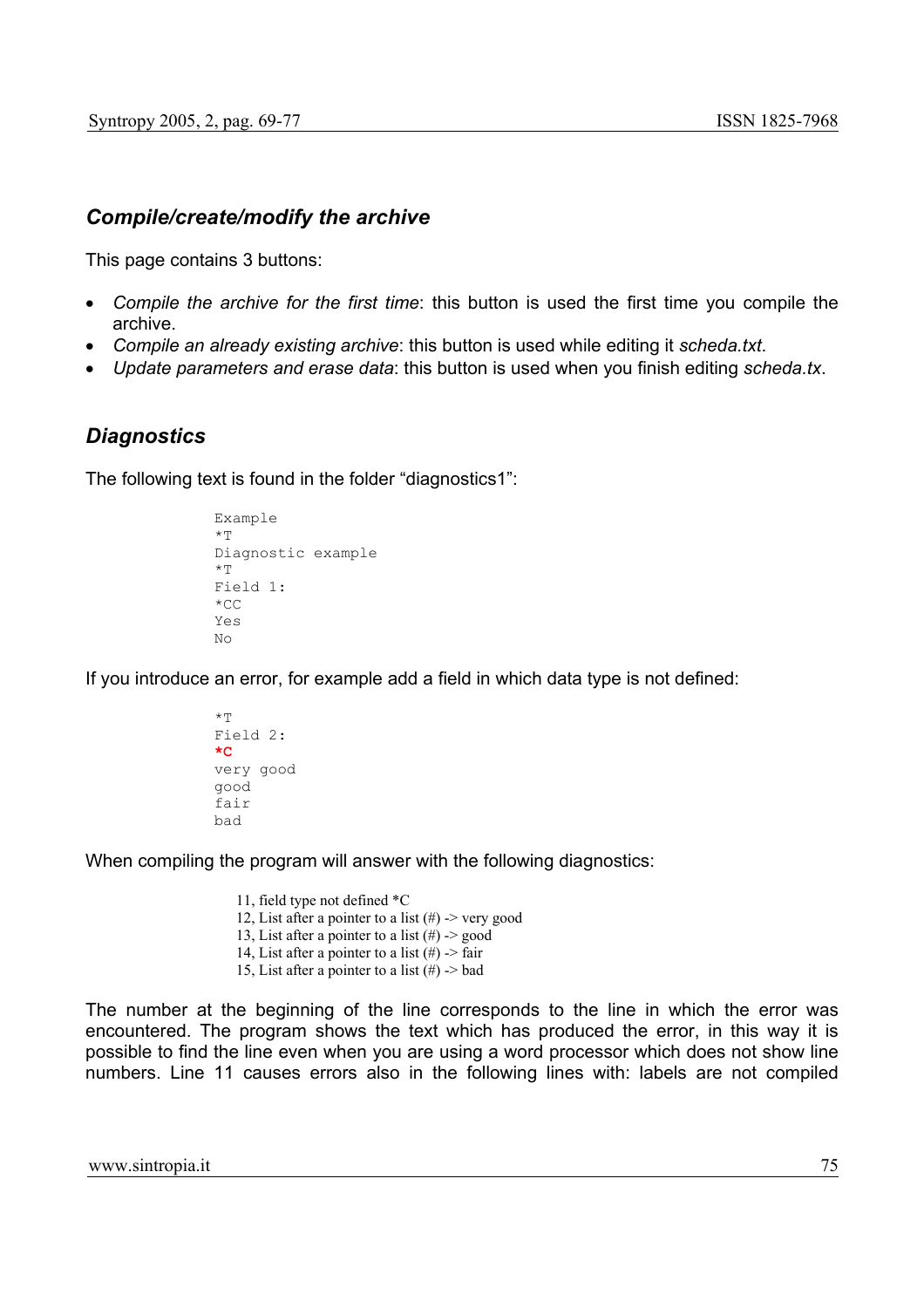## *Compile/create/modify the archive*

This page contains 3 buttons:

- *Compile the archive for the first time*: this button is used the first time you compile the archive.
- *Compile an already existing archive*: this button is used while editing it *scheda.txt*.
- *Update parameters and erase data*: this button is used when you finish editing *scheda.tx*.

## *Diagnostics*

The following text is found in the folder “diagnostics1”:

```
Example
*T
Diagnostic example
*T
Field 1:
*CC
Yes
No
```

If you introduce an error, for example add a field in which data type is not defined:

```
*T
Field 2:
*C
very good
good
fair
bad
```

When compiling the program will answer with the following diagnostics:

```
11, field type not defined *C
12, List after a pointer to a list (#) -> very good
13, List after a pointer to a list (#) -> good
14, List after a pointer to a list (#) -> fair
15, List after a pointer to a list (#) -> bad
```

The number at the beginning of the line corresponds to the line in which the error was encountered. The program shows the text which has produced the error, in this way it is possible to find the line even when you are using a word processor which does not show line numbers. Line 11 causes errors also in the following lines with: labels are not compiled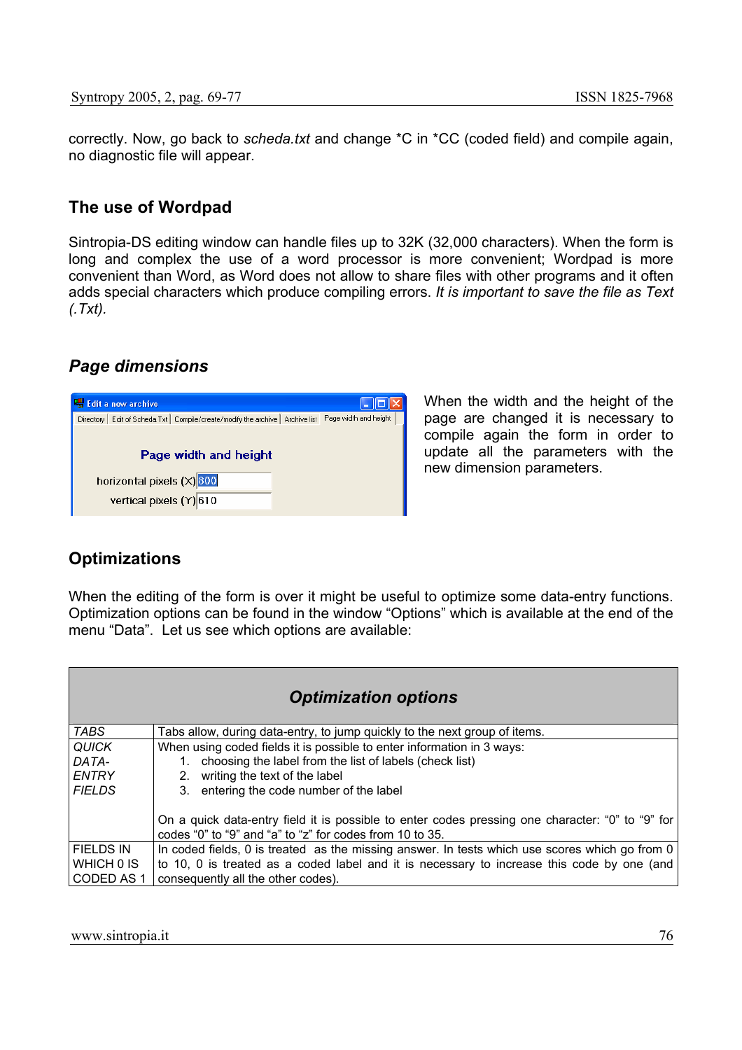correctly. Now, go back to *scheda.txt* and change *C in *CC (coded field) and compile again, no diagnostic file will appear.

## The use of Wordpad

Sintropia-DS editing window can handle files up to 32K (32,000 characters). When the form is long and complex the use of a word processor is more convenient; Wordpad is more convenient than Word, as Word does not allow to share files with other programs and it often adds special characters which produce compiling errors. *It is important to save the file as Text (.Txt).*

### *Page dimensions*

When the width and the height of the page are changed it is necessary to compile again the form in order to update all the parameters with the new dimension parameters.

## Optimizations

When the editing of the form is over it might be useful to optimize some data-entry functions. Optimization options can be found in the window "Options" which is available at the end of the menu "Data". Let us see which options are available:

| ***Optimization options*** | |
|---|---|
| *TABS* | Tabs allow, during data-entry, to jump quickly to the next group of items. |
| *QUICK DATA-ENTRY FIELDS* | When using coded fields it is possible to enter information in 3 ways:<br>1. choosing the label from the list of labels (check list)<br>2. writing the text of the label<br>3. entering the code number of the label<br><br>On a quick data-entry field it is possible to enter codes pressing one character: "0" to "9" for codes "0" to "9" and "a" to "z" for codes from 10 to 35. |
| FIELDS IN WHICH 0 IS CODED AS 1 | In coded fields, 0 is treated as the missing answer. In tests which use scores which go from 0 to 10, 0 is treated as a coded label and it is necessary to increase this code by one (and consequently all the other codes). |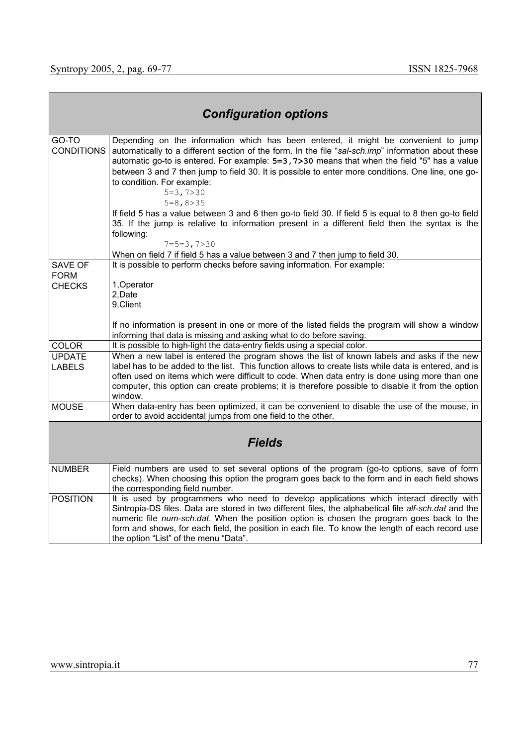| Configuration options | |
|---|---|
| GO-TO CONDITIONS | Depending on the information which has been entered, it might be convenient to jump automatically to a different section of the form. In the file "*sal-sch.imp*" information about these automatic go-to is entered. For example: **5=3,7>30** means that when the field "5" has a value between 3 and 7 then jump to field 30. It is possible to enter more conditions. One line, one go-to condition. For example:<br>`5=3,7>30`<br>`5=8,8>35`<br>If field 5 has a value between 3 and 6 then go-to field 30. If field 5 is equal to 8 then go-to field 35. If the jump is relative to information present in a different field then the syntax is the following:<br>`7=5=3,7>30`<br>When on field 7 if field 5 has a value between 3 and 7 then jump to field 30. |
| SAVE OF FORM CHECKS | It is possible to perform checks before saving information. For example:<br><br>1,Operator<br>2,Date<br>9,Client<br><br>If no information is present in one or more of the listed fields the program will show a window informing that data is missing and asking what to do before saving. |
| COLOR | It is possible to high-light the data-entry fields using a special color. |
| UPDATE LABELS | When a new label is entered the program shows the list of known labels and asks if the new label has to be added to the list. This function allows to create lists while data is entered, and is often used on items which were difficult to code. When data entry is done using more than one computer, this option can create problems; it is therefore possible to disable it from the option window. |
| MOUSE | When data-entry has been optimized, it can be convenient to disable the use of the mouse, in order to avoid accidental jumps from one field to the other. |

| Fields | |
|---|---|
| NUMBER | Field numbers are used to set several options of the program (go-to options, save of form checks). When choosing this option the program goes back to the form and in each field shows the corresponding field number. |
| POSITION | It is used by programmers who need to develop applications which interact directly with Sintropia-DS files. Data are stored in two different files, the alphabetical file *alf-sch.dat* and the numeric file *num-sch.dat*. When the position option is chosen the program goes back to the form and shows, for each field, the position in each file. To know the length of each record use the option "List" of the menu "Data". |